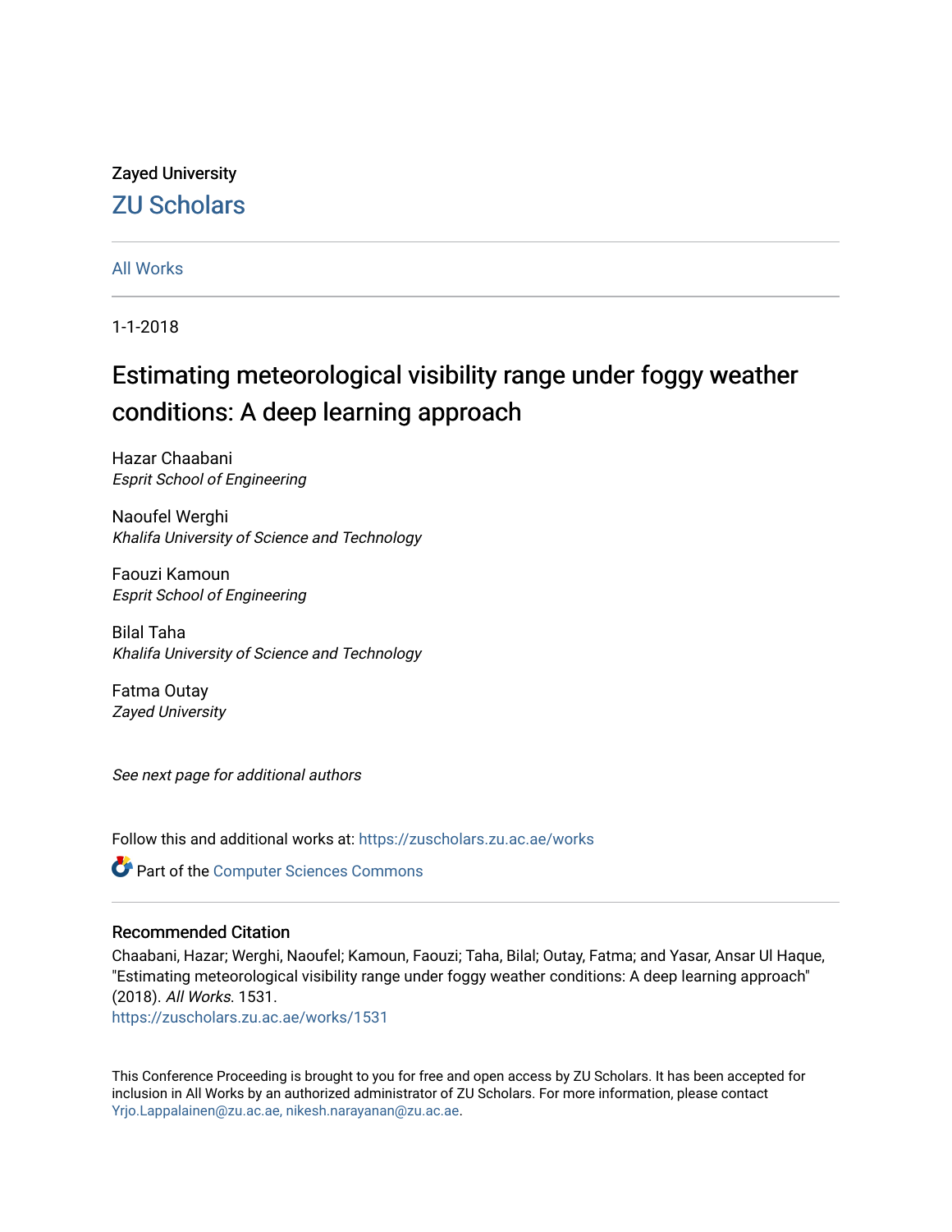Zayed University

ZU Scholars

All Works

1-1-2018

# Estimating meteorological visibility range under foggy weather conditions: A deep learning approach

Hazar Chaabani
*Esprit School of Engineering*

Naoufel Werghi
*Khalifa University of Science and Technology*

Faouzi Kamoun
*Esprit School of Engineering*

Bilal Taha
*Khalifa University of Science and Technology*

Fatma Outay
*Zayed University*

*See next page for additional authors*

Follow this and additional works at: https://zuscholars.zu.ac.ae/works

Part of the Computer Sciences Commons

## Recommended Citation

Chaabani, Hazar; Werghi, Naoufel; Kamoun, Faouzi; Taha, Bilal; Outay, Fatma; and Yasar, Ansar Ul Haque, "Estimating meteorological visibility range under foggy weather conditions: A deep learning approach" (2018). *All Works*. 1531.
https://zuscholars.zu.ac.ae/works/1531

This Conference Proceeding is brought to you for free and open access by ZU Scholars. It has been accepted for inclusion in All Works by an authorized administrator of ZU Scholars. For more information, please contact Yrjo.Lappalainen@zu.ac.ae, nikesh.narayanan@zu.ac.ae.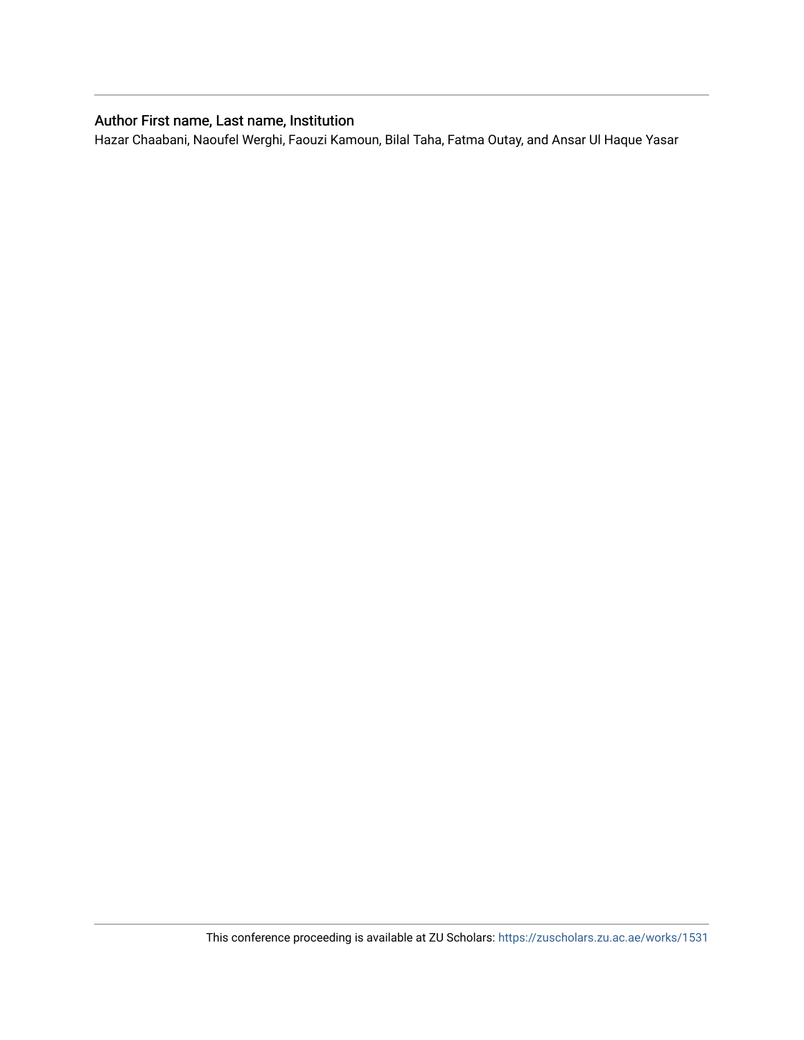## Author First name, Last name, Institution

Hazar Chaabani, Naoufel Werghi, Faouzi Kamoun, Bilal Taha, Fatma Outay, and Ansar Ul Haque Yasar

This conference proceeding is available at ZU Scholars: https://zuscholars.zu.ac.ae/works/1531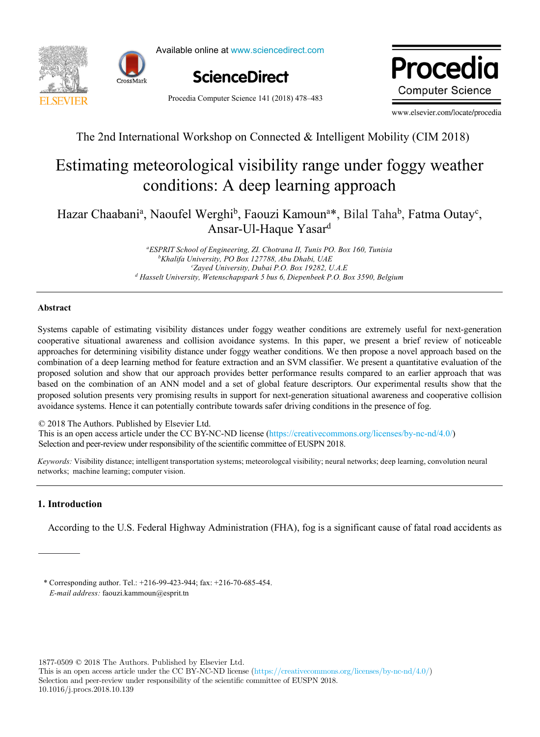The 2nd International Workshop on Connected & Intelligent Mobility (CIM 2018)

# Estimating meteorological visibility range under foggy weather conditions: A deep learning approach

Hazar Chaabani[a], Naoufel Werghi[b], Faouzi Kamoun[a]*, Bilal Taha[b], Fatma Outay[c], Ansar-Ul-Haque Yasar[d]

[a]*ESPRIT School of Engineering, ZI. Chotrana II, Tunis PO. Box 160, Tunisia*
[b]*Khalifa University, PO Box 127788, Abu Dhabi, UAE*
[c]*Zayed University, Dubai P.O. Box 19282, U.A.E*
[d] *Hasselt University, Wetenschapspark 5 bus 6, Diepenbeek P.O. Box 3590, Belgium*

---

## Abstract

Systems capable of estimating visibility distances under foggy weather conditions are extremely useful for next-generation cooperative situational awareness and collision avoidance systems. In this paper, we present a brief review of noticeable approaches for determining visibility distance under foggy weather conditions. We then propose a novel approach based on the combination of a deep learning method for feature extraction and an SVM classifier. We present a quantitative evaluation of the proposed solution and show that our approach provides better performance results compared to an earlier approach that was based on the combination of an ANN model and a set of global feature descriptors. Our experimental results show that the proposed solution presents very promising results in support for next-generation situational awareness and cooperative collision avoidance systems. Hence it can potentially contribute towards safer driving conditions in the presence of fog.

© 2018 The Authors. Published by Elsevier Ltd.
This is an open access article under the CC BY-NC-ND license (https://creativecommons.org/licenses/by-nc-nd/4.0/)
Selection and peer-review under responsibility of the scientific committee of EUSPN 2018.

*Keywords:* Visibility distance; intelligent transportation systems; meteorologcal visibility; neural networks; deep learning, convolution neural networks; machine learning; computer vision.

---

## 1. Introduction

According to the U.S. Federal Highway Administration (FHA), fog is a significant cause of fatal road accidents as

\* Corresponding author. Tel.: +216-99-423-944; fax: +216-70-685-454.
*E-mail address:* faouzi.kammoun@esprit.tn

1877-0509 © 2018 The Authors. Published by Elsevier Ltd.
This is an open access article under the CC BY-NC-ND license (https://creativecommons.org/licenses/by-nc-nd/4.0/)
Selection and peer-review under responsibility of the scientific committee of EUSPN 2018.
10.1016/j.procs.2018.10.139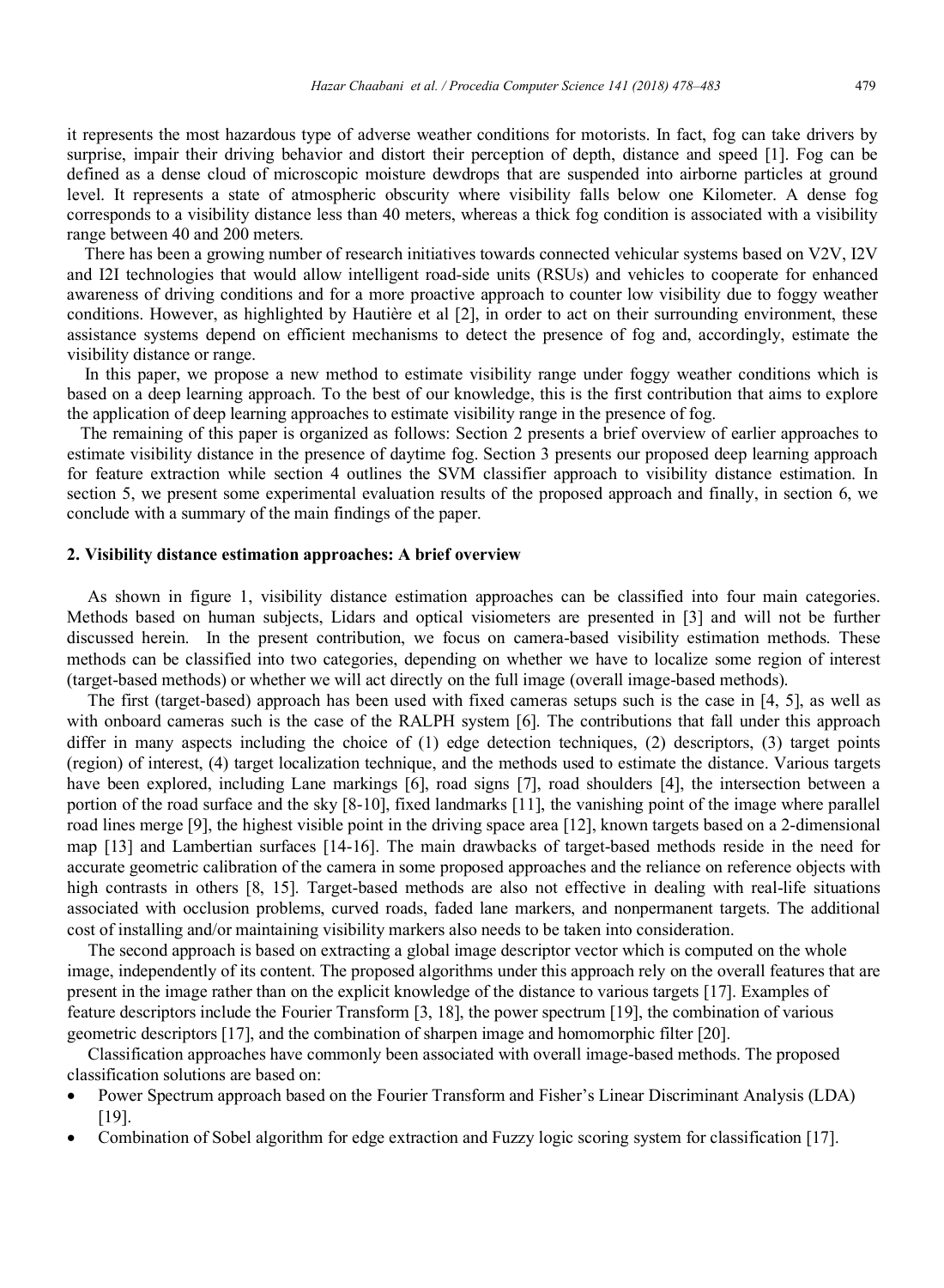it represents the most hazardous type of adverse weather conditions for motorists. In fact, fog can take drivers by surprise, impair their driving behavior and distort their perception of depth, distance and speed [1]. Fog can be defined as a dense cloud of microscopic moisture dewdrops that are suspended into airborne particles at ground level. It represents a state of atmospheric obscurity where visibility falls below one Kilometer. A dense fog corresponds to a visibility distance less than 40 meters, whereas a thick fog condition is associated with a visibility range between 40 and 200 meters.

There has been a growing number of research initiatives towards connected vehicular systems based on V2V, I2V and I2I technologies that would allow intelligent road-side units (RSUs) and vehicles to cooperate for enhanced awareness of driving conditions and for a more proactive approach to counter low visibility due to foggy weather conditions. However, as highlighted by Hautière et al [2], in order to act on their surrounding environment, these assistance systems depend on efficient mechanisms to detect the presence of fog and, accordingly, estimate the visibility distance or range.

In this paper, we propose a new method to estimate visibility range under foggy weather conditions which is based on a deep learning approach. To the best of our knowledge, this is the first contribution that aims to explore the application of deep learning approaches to estimate visibility range in the presence of fog.

The remaining of this paper is organized as follows: Section 2 presents a brief overview of earlier approaches to estimate visibility distance in the presence of daytime fog. Section 3 presents our proposed deep learning approach for feature extraction while section 4 outlines the SVM classifier approach to visibility distance estimation. In section 5, we present some experimental evaluation results of the proposed approach and finally, in section 6, we conclude with a summary of the main findings of the paper.

## 2. Visibility distance estimation approaches: A brief overview

As shown in figure 1, visibility distance estimation approaches can be classified into four main categories. Methods based on human subjects, Lidars and optical visiometers are presented in [3] and will not be further discussed herein. In the present contribution, we focus on camera-based visibility estimation methods. These methods can be classified into two categories, depending on whether we have to localize some region of interest (target-based methods) or whether we will act directly on the full image (overall image-based methods).

The first (target-based) approach has been used with fixed cameras setups such is the case in [4, 5], as well as with onboard cameras such is the case of the RALPH system [6]. The contributions that fall under this approach differ in many aspects including the choice of (1) edge detection techniques, (2) descriptors, (3) target points (region) of interest, (4) target localization technique, and the methods used to estimate the distance. Various targets have been explored, including Lane markings [6], road signs [7], road shoulders [4], the intersection between a portion of the road surface and the sky [8-10], fixed landmarks [11], the vanishing point of the image where parallel road lines merge [9], the highest visible point in the driving space area [12], known targets based on a 2-dimensional map [13] and Lambertian surfaces [14-16]. The main drawbacks of target-based methods reside in the need for accurate geometric calibration of the camera in some proposed approaches and the reliance on reference objects with high contrasts in others [8, 15]. Target-based methods are also not effective in dealing with real-life situations associated with occlusion problems, curved roads, faded lane markers, and nonpermanent targets. The additional cost of installing and/or maintaining visibility markers also needs to be taken into consideration.

The second approach is based on extracting a global image descriptor vector which is computed on the whole image, independently of its content. The proposed algorithms under this approach rely on the overall features that are present in the image rather than on the explicit knowledge of the distance to various targets [17]. Examples of feature descriptors include the Fourier Transform [3, 18], the power spectrum [19], the combination of various geometric descriptors [17], and the combination of sharpen image and homomorphic filter [20].

Classification approaches have commonly been associated with overall image-based methods. The proposed classification solutions are based on:

- Power Spectrum approach based on the Fourier Transform and Fisher's Linear Discriminant Analysis (LDA) [19].
- Combination of Sobel algorithm for edge extraction and Fuzzy logic scoring system for classification [17].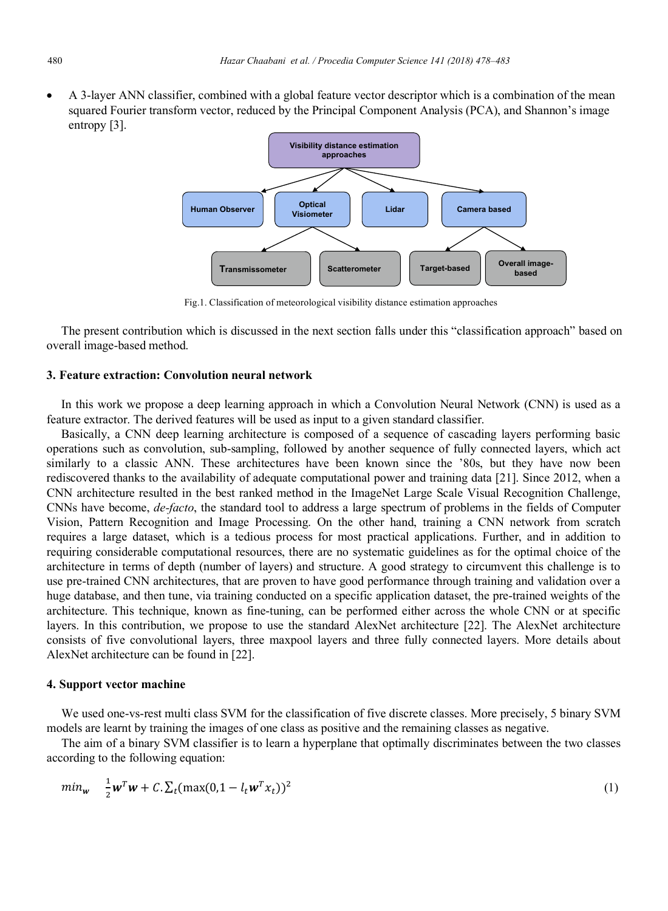- A 3-layer ANN classifier, combined with a global feature vector descriptor which is a combination of the mean squared Fourier transform vector, reduced by the Principal Component Analysis (PCA), and Shannon's image entropy [3].

Visibility distance estimation approaches

Human Observer

Optical Visiometer

Lidar

Camera based

Transmissometer

Scatterometer

Target-based

Overall image-based

Fig.1. Classification of meteorological visibility distance estimation approaches

The present contribution which is discussed in the next section falls under this "classification approach" based on overall image-based method.

## 3. Feature extraction: Convolution neural network

In this work we propose a deep learning approach in which a Convolution Neural Network (CNN) is used as a feature extractor. The derived features will be used as input to a given standard classifier.

Basically, a CNN deep learning architecture is composed of a sequence of cascading layers performing basic operations such as convolution, sub-sampling, followed by another sequence of fully connected layers, which act similarly to a classic ANN. These architectures have been known since the '80s, but they have now been rediscovered thanks to the availability of adequate computational power and training data [21]. Since 2012, when a CNN architecture resulted in the best ranked method in the ImageNet Large Scale Visual Recognition Challenge, CNNs have become, *de-facto*, the standard tool to address a large spectrum of problems in the fields of Computer Vision, Pattern Recognition and Image Processing. On the other hand, training a CNN network from scratch requires a large dataset, which is a tedious process for most practical applications. Further, and in addition to requiring considerable computational resources, there are no systematic guidelines as for the optimal choice of the architecture in terms of depth (number of layers) and structure. A good strategy to circumvent this challenge is to use pre-trained CNN architectures, that are proven to have good performance through training and validation over a huge database, and then tune, via training conducted on a specific application dataset, the pre-trained weights of the architecture. This technique, known as fine-tuning, can be performed either across the whole CNN or at specific layers. In this contribution, we propose to use the standard AlexNet architecture [22]. The AlexNet architecture consists of five convolutional layers, three maxpool layers and three fully connected layers. More details about AlexNet architecture can be found in [22].

## 4. Support vector machine

We used one-vs-rest multi class SVM for the classification of five discrete classes. More precisely, 5 binary SVM models are learnt by training the images of one class as positive and the remaining classes as negative.

The aim of a binary SVM classifier is to learn a hyperplane that optimally discriminates between the two classes according to the following equation:

$$min_{\boldsymbol{w}} \quad \frac{1}{2}\boldsymbol{w}^T\boldsymbol{w} + C.\sum_t(\max(0, 1 - l_t\boldsymbol{w}^T x_t))^2 \tag{1}$$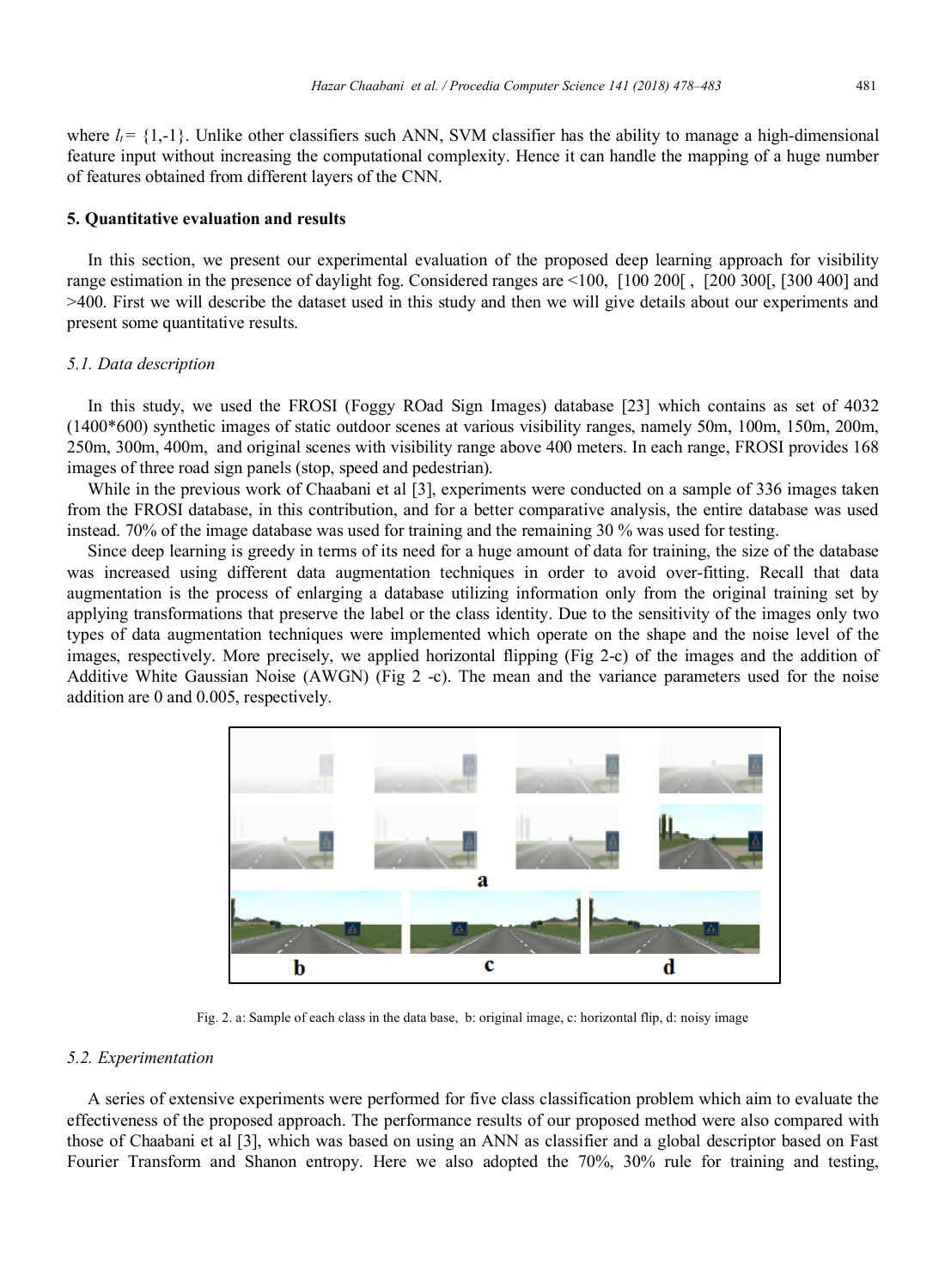where $l_i = \{1,-1\}$. Unlike other classifiers such ANN, SVM classifier has the ability to manage a high-dimensional feature input without increasing the computational complexity. Hence it can handle the mapping of a huge number of features obtained from different layers of the CNN.

## 5. Quantitative evaluation and results

In this section, we present our experimental evaluation of the proposed deep learning approach for visibility range estimation in the presence of daylight fog. Considered ranges are <100, [100 200[ , [200 300[, [300 400] and >400. First we will describe the dataset used in this study and then we will give details about our experiments and present some quantitative results.

### *5.1. Data description*

In this study, we used the FROSI (Foggy ROad Sign Images) database [23] which contains as set of 4032 (1400*600) synthetic images of static outdoor scenes at various visibility ranges, namely 50m, 100m, 150m, 200m, 250m, 300m, 400m, and original scenes with visibility range above 400 meters. In each range, FROSI provides 168 images of three road sign panels (stop, speed and pedestrian).

While in the previous work of Chaabani et al [3], experiments were conducted on a sample of 336 images taken from the FROSI database, in this contribution, and for a better comparative analysis, the entire database was used instead. 70% of the image database was used for training and the remaining 30 % was used for testing.

Since deep learning is greedy in terms of its need for a huge amount of data for training, the size of the database was increased using different data augmentation techniques in order to avoid over-fitting. Recall that data augmentation is the process of enlarging a database utilizing information only from the original training set by applying transformations that preserve the label or the class identity. Due to the sensitivity of the images only two types of data augmentation techniques were implemented which operate on the shape and the noise level of the images, respectively. More precisely, we applied horizontal flipping (Fig 2-c) of the images and the addition of Additive White Gaussian Noise (AWGN) (Fig 2 -c). The mean and the variance parameters used for the noise addition are 0 and 0.005, respectively.

Fig. 2. a: Sample of each class in the data base, b: original image, c: horizontal flip, d: noisy image

### *5.2. Experimentation*

A series of extensive experiments were performed for five class classification problem which aim to evaluate the effectiveness of the proposed approach. The performance results of our proposed method were also compared with those of Chaabani et al [3], which was based on using an ANN as classifier and a global descriptor based on Fast Fourier Transform and Shanon entropy. Here we also adopted the 70%, 30% rule for training and testing,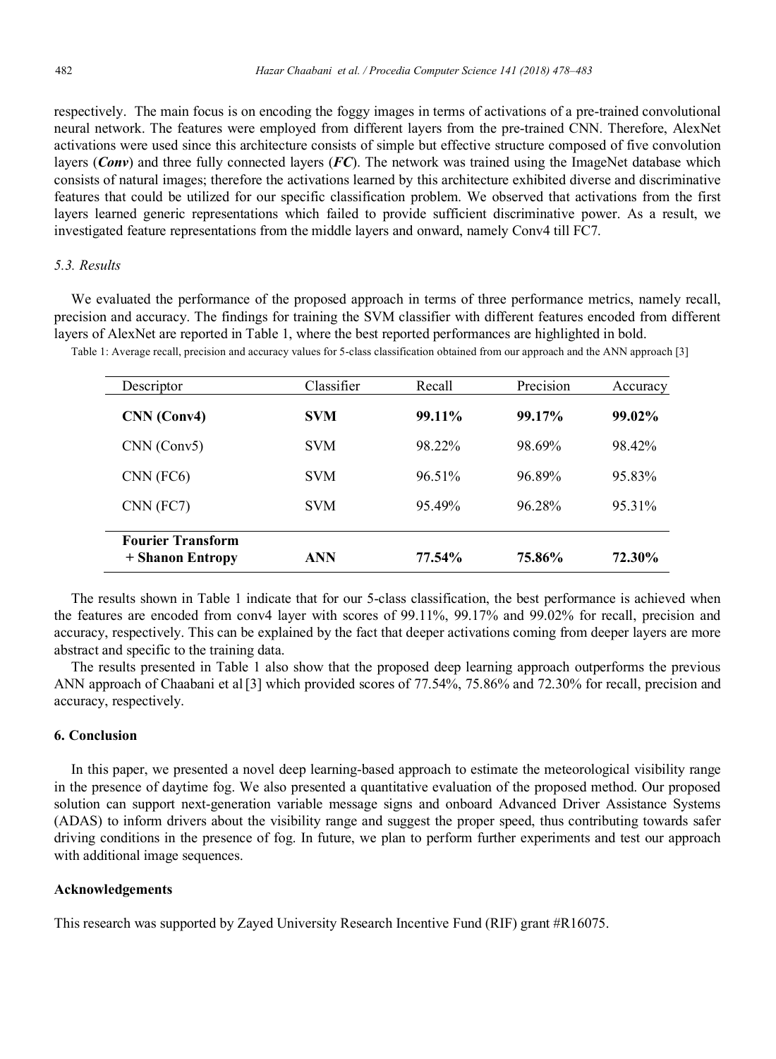respectively. The main focus is on encoding the foggy images in terms of activations of a pre-trained convolutional neural network. The features were employed from different layers from the pre-trained CNN. Therefore, AlexNet activations were used since this architecture consists of simple but effective structure composed of five convolution layers (***Conv***) and three fully connected layers (***FC***). The network was trained using the ImageNet database which consists of natural images; therefore the activations learned by this architecture exhibited diverse and discriminative features that could be utilized for our specific classification problem. We observed that activations from the first layers learned generic representations which failed to provide sufficient discriminative power. As a result, we investigated feature representations from the middle layers and onward, namely Conv4 till FC7.

### *5.3. Results*

We evaluated the performance of the proposed approach in terms of three performance metrics, namely recall, precision and accuracy. The findings for training the SVM classifier with different features encoded from different layers of AlexNet are reported in Table 1, where the best reported performances are highlighted in bold.

Table 1: Average recall, precision and accuracy values for 5-class classification obtained from our approach and the ANN approach [3]

| Descriptor | Classifier | Recall | Precision | Accuracy |
|---|---|---|---|---|
| **CNN (Conv4)** | **SVM** | **99.11%** | **99.17%** | **99.02%** |
| CNN (Conv5) | SVM | 98.22% | 98.69% | 98.42% |
| CNN (FC6) | SVM | 96.51% | 96.89% | 95.83% |
| CNN (FC7) | SVM | 95.49% | 96.28% | 95.31% |
| **Fourier Transform + Shanon Entropy** | **ANN** | **77.54%** | **75.86%** | **72.30%** |

The results shown in Table 1 indicate that for our 5-class classification, the best performance is achieved when the features are encoded from conv4 layer with scores of 99.11%, 99.17% and 99.02% for recall, precision and accuracy, respectively. This can be explained by the fact that deeper activations coming from deeper layers are more abstract and specific to the training data.

The results presented in Table 1 also show that the proposed deep learning approach outperforms the previous ANN approach of Chaabani et al [3] which provided scores of 77.54%, 75.86% and 72.30% for recall, precision and accuracy, respectively.

## 6. Conclusion

In this paper, we presented a novel deep learning-based approach to estimate the meteorological visibility range in the presence of daytime fog. We also presented a quantitative evaluation of the proposed method. Our proposed solution can support next-generation variable message signs and onboard Advanced Driver Assistance Systems (ADAS) to inform drivers about the visibility range and suggest the proper speed, thus contributing towards safer driving conditions in the presence of fog. In future, we plan to perform further experiments and test our approach with additional image sequences.

## Acknowledgements

This research was supported by Zayed University Research Incentive Fund (RIF) grant #R16075.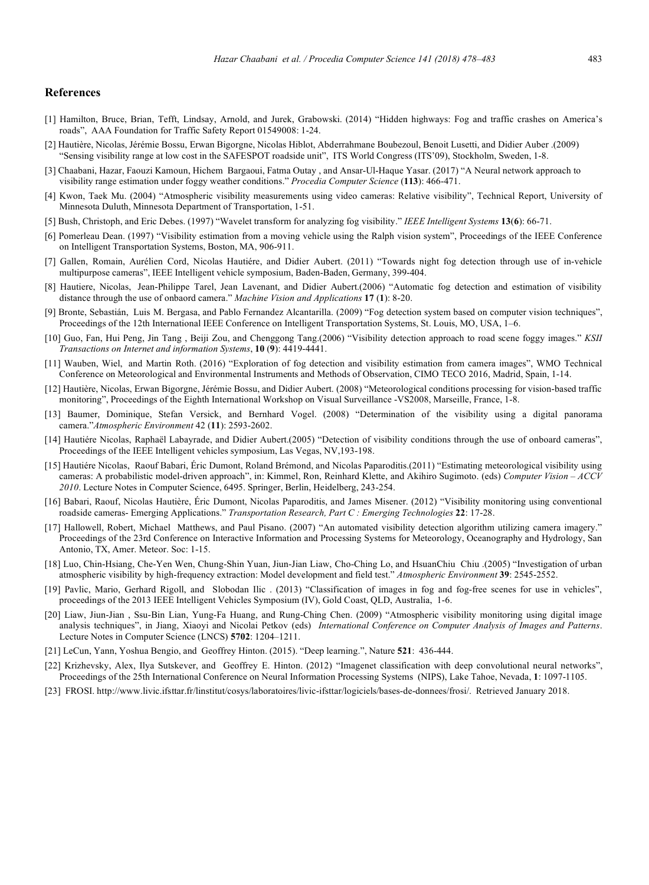## References

[1] Hamilton, Bruce, Brian, Tefft, Lindsay, Arnold, and Jurek, Grabowski. (2014) "Hidden highways: Fog and traffic crashes on America's roads", AAA Foundation for Traffic Safety Report 01549008: 1-24.

[2] Hautière, Nicolas, Jérémie Bossu, Erwan Bigorgne, Nicolas Hiblot, Abderrahmane Boubezoul, Benoit Lusetti, and Didier Auber .(2009) "Sensing visibility range at low cost in the SAFESPOT roadside unit", ITS World Congress (ITS'09), Stockholm, Sweden, 1-8.

[3] Chaabani, Hazar, Faouzi Kamoun, Hichem Bargaoui, Fatma Outay , and Ansar-Ul-Haque Yasar. (2017) "A Neural network approach to visibility range estimation under foggy weather conditions." *Procedia Computer Science* (**113**): 466-471.

[4] Kwon, Taek Mu. (2004) "Atmospheric visibility measurements using video cameras: Relative visibility", Technical Report, University of Minnesota Duluth, Minnesota Department of Transportation, 1-51.

[5] Bush, Christoph, and Eric Debes. (1997) "Wavelet transform for analyzing fog visibility." *IEEE Intelligent Systems* **13**(**6**): 66-71.

[6] Pomerleau Dean. (1997) "Visibility estimation from a moving vehicle using the Ralph vision system", Proceedings of the IEEE Conference on Intelligent Transportation Systems, Boston, MA, 906-911.

[7] Gallen, Romain, Aurélien Cord, Nicolas Hautiére, and Didier Aubert. (2011) "Towards night fog detection through use of in-vehicle multipurpose cameras", IEEE Intelligent vehicle symposium, Baden-Baden, Germany, 399-404.

[8] Hautiere, Nicolas, Jean-Philippe Tarel, Jean Lavenant, and Didier Aubert.(2006) "Automatic fog detection and estimation of visibility distance through the use of onbaord camera." *Machine Vision and Applications* **17** (**1**): 8-20.

[9] Bronte, Sebastián, Luis M. Bergasa, and Pablo Fernandez Alcantarilla. (2009) "Fog detection system based on computer vision techniques", Proceedings of the 12th International IEEE Conference on Intelligent Transportation Systems, St. Louis, MO, USA, 1–6.

[10] Guo, Fan, Hui Peng, Jin Tang , Beiji Zou, and Chenggong Tang.(2006) "Visibility detection approach to road scene foggy images." *KSII Transactions on Internet and information Systems*, **10** (**9**): 4419-4441.

[11] Wauben, Wiel, and Martin Roth. (2016) "Exploration of fog detection and visibility estimation from camera images", WMO Technical Conference on Meteorological and Environmental Instruments and Methods of Observation, CIMO TECO 2016, Madrid, Spain, 1-14.

[12] Hautière, Nicolas, Erwan Bigorgne, Jérémie Bossu, and Didier Aubert. (2008) "Meteorological conditions processing for vision-based traffic monitoring", Proceedings of the Eighth International Workshop on Visual Surveillance -VS2008, Marseille, France, 1-8.

[13] Baumer, Dominique, Stefan Versick, and Bernhard Vogel. (2008) "Determination of the visibility using a digital panorama camera."*Atmospheric Environment* 42 (**11**): 2593-2602.

[14] Hautiére Nicolas, Raphaël Labayrade, and Didier Aubert.(2005) "Detection of visibility conditions through the use of onboard cameras", Proceedings of the IEEE Intelligent vehicles symposium, Las Vegas, NV,193-198.

[15] Hautiére Nicolas, Raouf Babari, Éric Dumont, Roland Brémond, and Nicolas Paparoditis.(2011) "Estimating meteorological visibility using cameras: A probabilistic model-driven approach", in: Kimmel, Ron, Reinhard Klette, and Akihiro Sugimoto. (eds) *Computer Vision – ACCV 2010*. Lecture Notes in Computer Science, 6495. Springer, Berlin, Heidelberg, 243-254.

[16] Babari, Raouf, Nicolas Hautière, Éric Dumont, Nicolas Paparoditis, and James Misener. (2012) "Visibility monitoring using conventional roadside cameras- Emerging Applications." *Transportation Research, Part C : Emerging Technologies* **22**: 17-28.

[17] Hallowell, Robert, Michael Matthews, and Paul Pisano. (2007) "An automated visibility detection algorithm utilizing camera imagery." Proceedings of the 23rd Conference on Interactive Information and Processing Systems for Meteorology, Oceanography and Hydrology, San Antonio, TX, Amer. Meteor. Soc: 1-15.

[18] Luo, Chin-Hsiang, Che-Yen Wen, Chung-Shin Yuan, Jiun-Jian Liaw, Cho-Ching Lo, and HsuanChiu Chiu .(2005) "Investigation of urban atmospheric visibility by high-frequency extraction: Model development and field test." *Atmospheric Environment* **39**: 2545-2552.

[19] Pavlic, Mario, Gerhard Rigoll, and Slobodan Ilic . (2013) "Classification of images in fog and fog-free scenes for use in vehicles", proceedings of the 2013 IEEE Intelligent Vehicles Symposium (IV), Gold Coast, QLD, Australia, 1-6.

[20] Liaw, Jiun-Jian , Ssu-Bin Lian, Yung-Fa Huang, and Rung-Ching Chen. (2009) "Atmospheric visibility monitoring using digital image analysis techniques", in Jiang, Xiaoyi and Nicolai Petkov (eds) *International Conference on Computer Analysis of Images and Patterns*. Lecture Notes in Computer Science (LNCS) **5702**: 1204–1211.

[21] LeCun, Yann, Yoshua Bengio, and Geoffrey Hinton. (2015). "Deep learning.", Nature **521**: 436-444.

[22] Krizhevsky, Alex, Ilya Sutskever, and Geoffrey E. Hinton. (2012) "Imagenet classification with deep convolutional neural networks", Proceedings of the 25th International Conference on Neural Information Processing Systems (NIPS), Lake Tahoe, Nevada, **1**: 1097-1105.

[23] FROSI. http://www.livic.ifsttar.fr/linstitut/cosys/laboratoires/livic-ifsttar/logiciels/bases-de-donnees/frosi/. Retrieved January 2018.